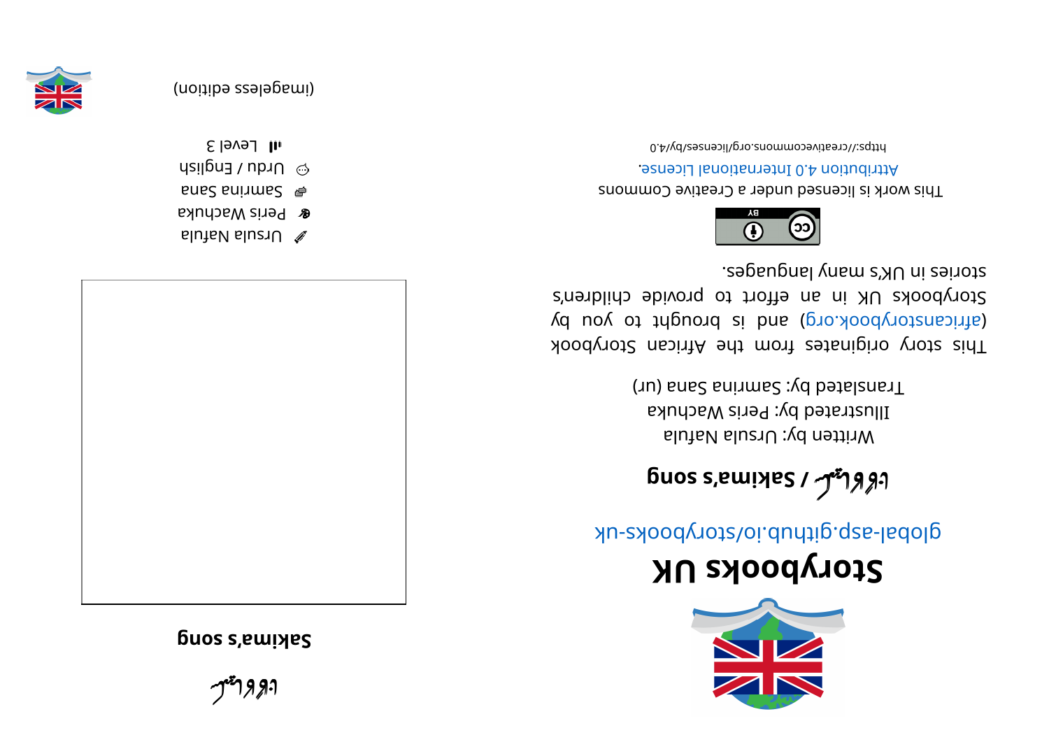# Storybooks UK

global-asp.github.io/storybooks-uk

**سکیمہ کا گیت / Sakima's song**

Written by: Ursula Nafula

Illustrated by: Peris Wachuka

Translated by: Samirina Sana (ur)

This story originates from the African Storybook (africanstorybook.org) and is brought to you by Storybooks UK in an effort to provide children's stories in UK's many languages.

This work is licensed under a Creative Commons Attribution 4.0 International License.

https://creativecommons.org/licenses/by/4.0

---

# سکیمہ کا گیت

## Sakima's song

Ursula Nafula

Peris Wachuka

Samirina Sana

Urdu / English

Level 3

(imageless edition)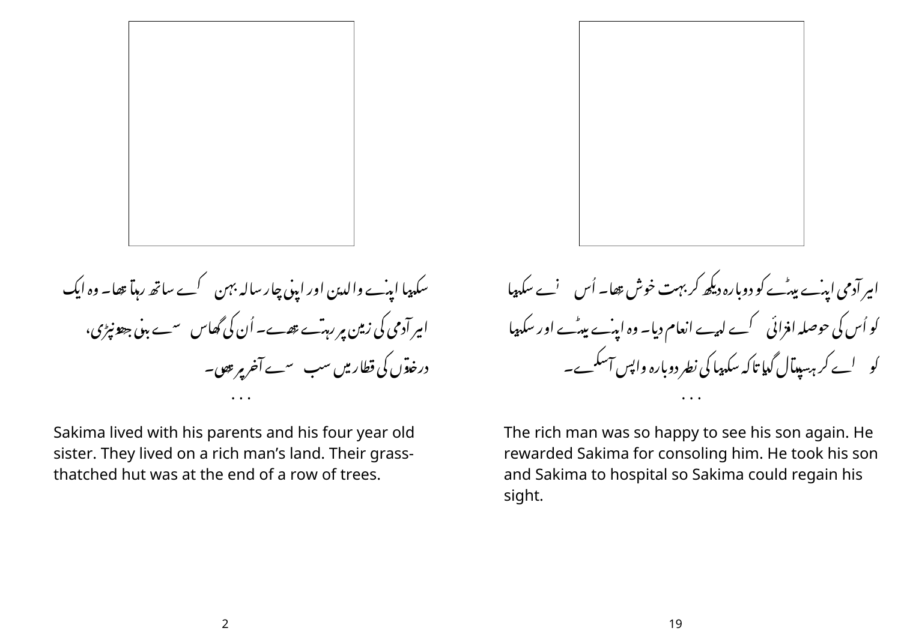سکیما اپنے والدین اور اپنی چار سالہ بہن کے ساتھ رہتا تھا۔ وہ ایک امیر آدمی کی زمین پر رہتے تھے۔ اُن کی گھاس سے بنی جھونپڑی، درختوں کی قطار میں سب سے آخر پر تھی۔

. . .

Sakima lived with his parents and his four year old sister. They lived on a rich man’s land. Their grass-thatched hut was at the end of a row of trees.

امیر آدمی اپنے بیٹے کو دوبارہ دیکھ کر بہت خوش تھا۔ اُس نے سکیما کو اُس کی حوصلہ افزائی کے لیے انعام دیا۔ وہ اپنے بیٹے اور سکیما کو لے کر ہسپتال گیا تاکہ سکیما کی نظر دوبارہ واپس آسکے۔

. . .

The rich man was so happy to see his son again. He rewarded Sakima for consoling him. He took his son and Sakima to hospital so Sakima could regain his sight.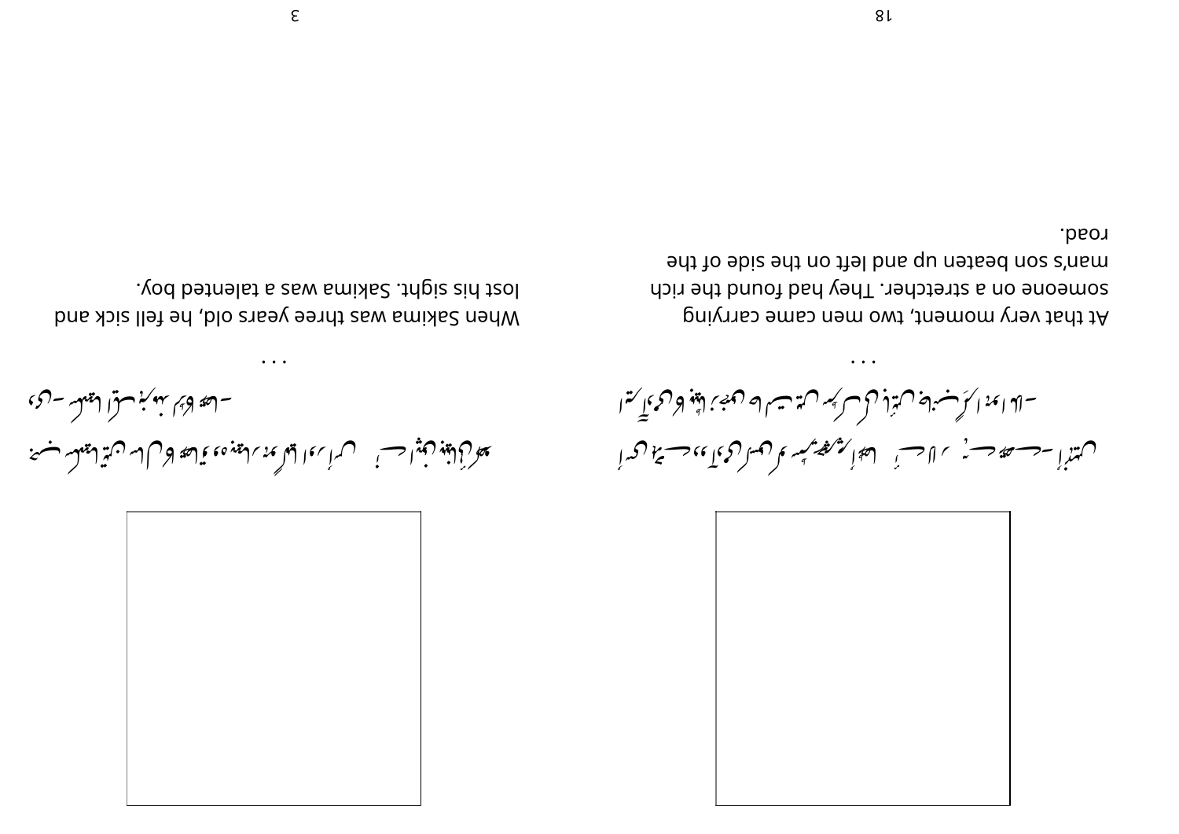At that very moment, two men came carrying someone on a stretcher. They had found the rich man's son beaten up and left on the side of the road.

. . .

When Sakima was three years old, he fell sick and lost his sight. Sakima was a talented boy.

. . .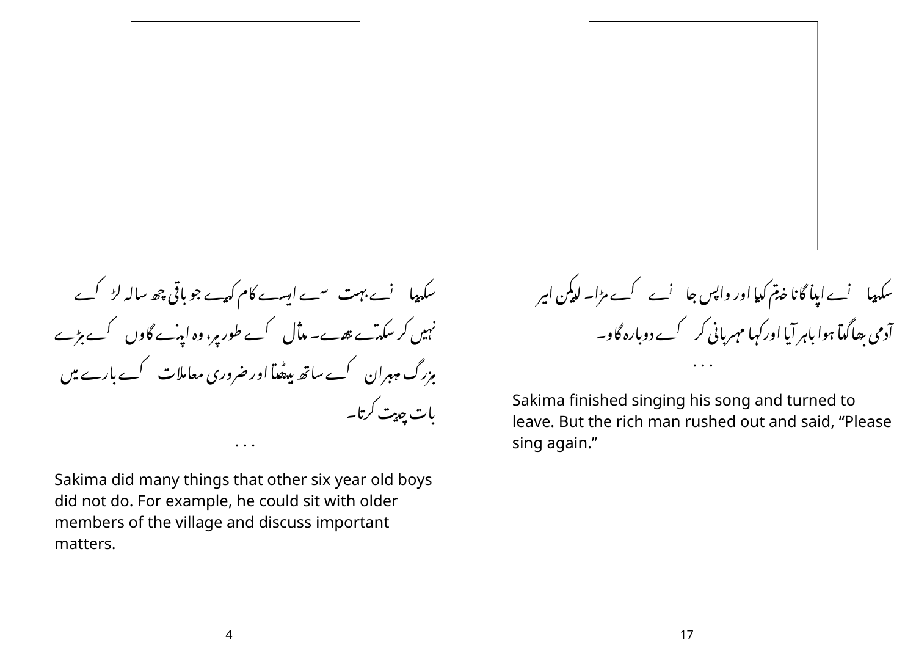سکیما نے بہت سے ایسے کام کیے جو باقی چھ سالہ لڑکے نہیں کر سکتے تھے۔ مثال کے طور پر، وہ اپنے گاوں کے بڑے بزرگ ممبران کے ساتھ بیٹھتا اور ضروری معاملات کے بارے میں بات چیت کرتا۔

. . .

Sakima did many things that other six year old boys did not do. For example, he could sit with older members of the village and discuss important matters.

سکیما نے اپنا گانا ختم کیا اور واپس جانے کے مڑا۔ لیکن امیر آدمی بھاگتا ہوا باہر آیا اور کہا مہربانی کر کے دوبارہ گاو۔

. . .

Sakima finished singing his song and turned to leave. But the rich man rushed out and said, "Please sing again."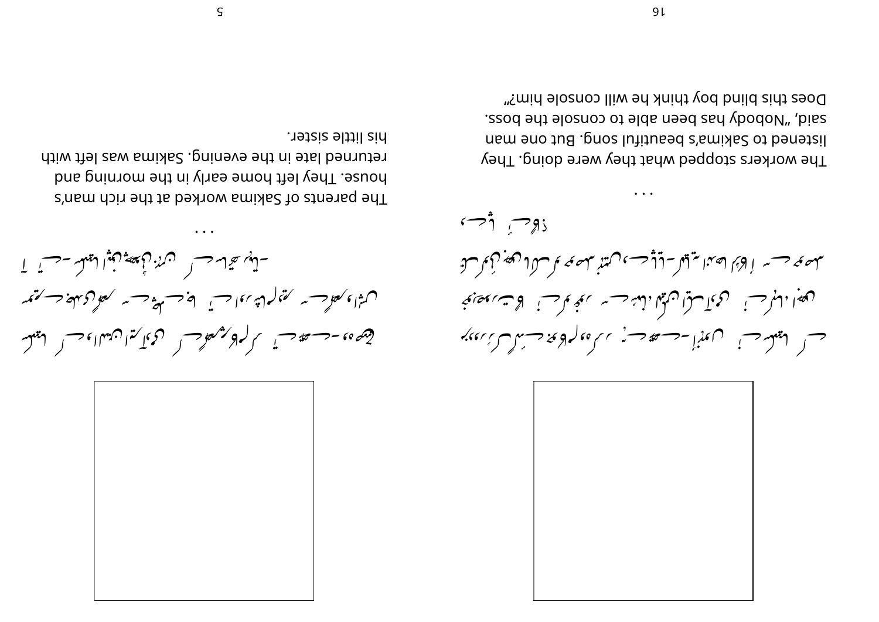. . .

The workers stopped what they were doing. They listened to Sakima's beautiful song. But one man said, "Nobody has been able to console the boss. Does this blind boy think he will console him?"

. . .

The parents of Sakima worked at the rich man's house. They left home early in the morning and returned late in the evening. Sakima was left with his little sister.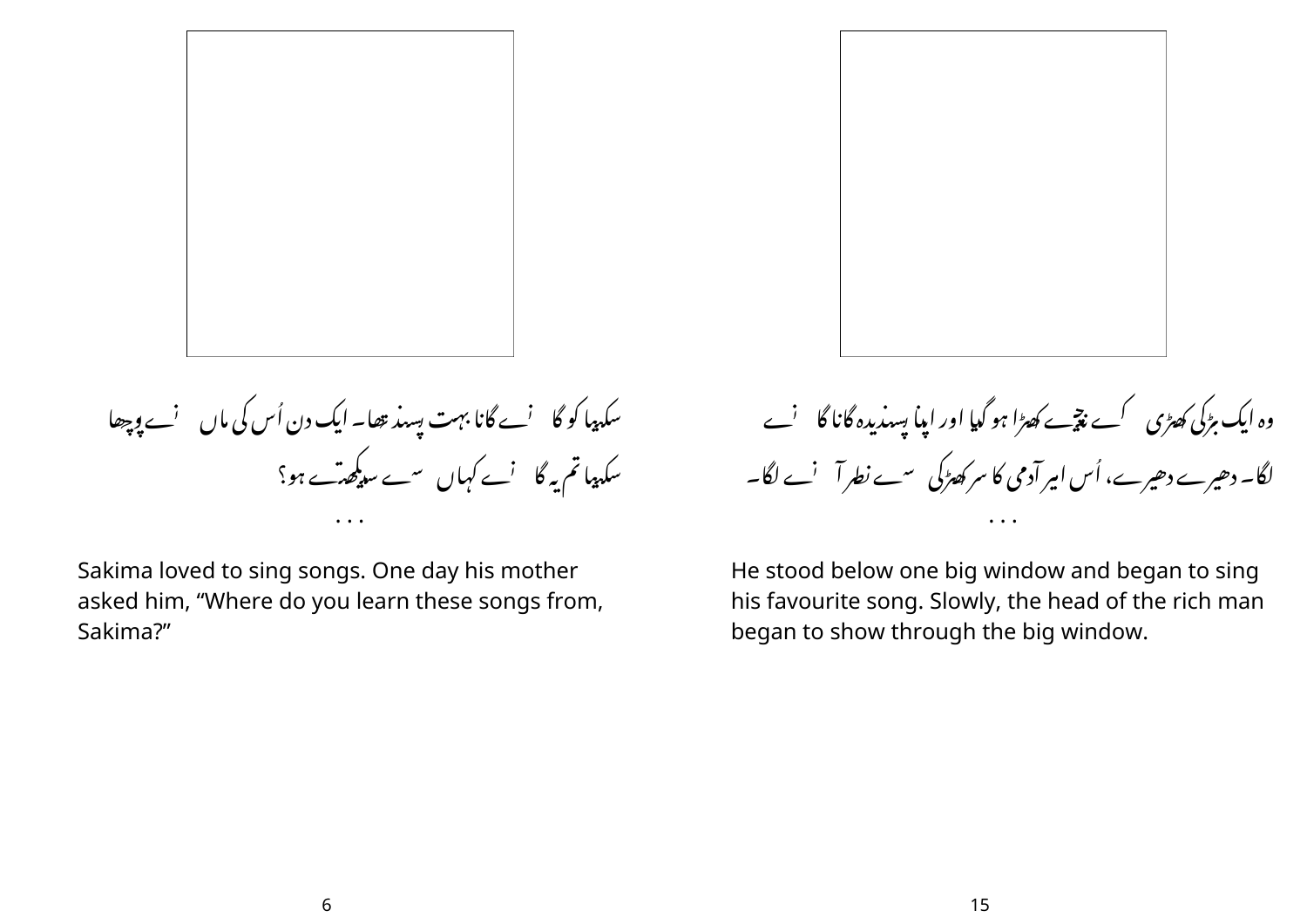سکیما کو گانے گانا بہت پسند تھا۔ ایک دن اُس کی ماں نے پوچھا سکیما تم یہ گانے کہاں سے سیکھتے ہو؟

. . .

Sakima loved to sing songs. One day his mother asked him, “Where do you learn these songs from, Sakima?”

وہ ایک بڑی کھڑکی کے نیچے کھڑا ہو گیا اور اپنا پسندیدہ گانا گانے لگا۔ دھیرے دھیرے، اُس امیر آدمی کا سر کھڑکی سے نظر آنے لگا۔

. . .

He stood below one big window and began to sing his favourite song. Slowly, the head of the rich man began to show through the big window.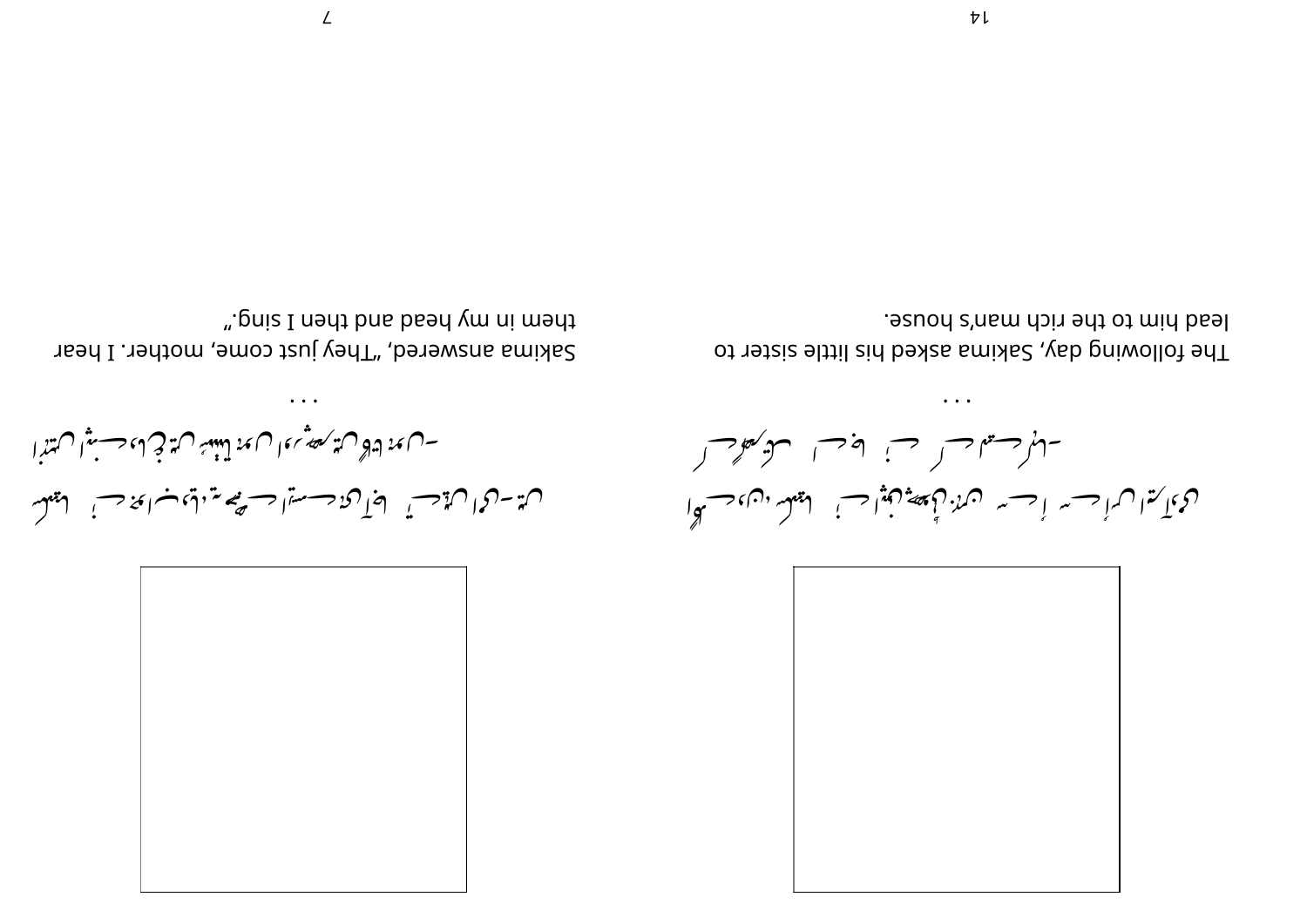. . .

The following day, Sakima asked his little sister to lead him to the rich man's house.

. . .

Sakima answered, "They just come, mother. I hear them in my head and then I sing."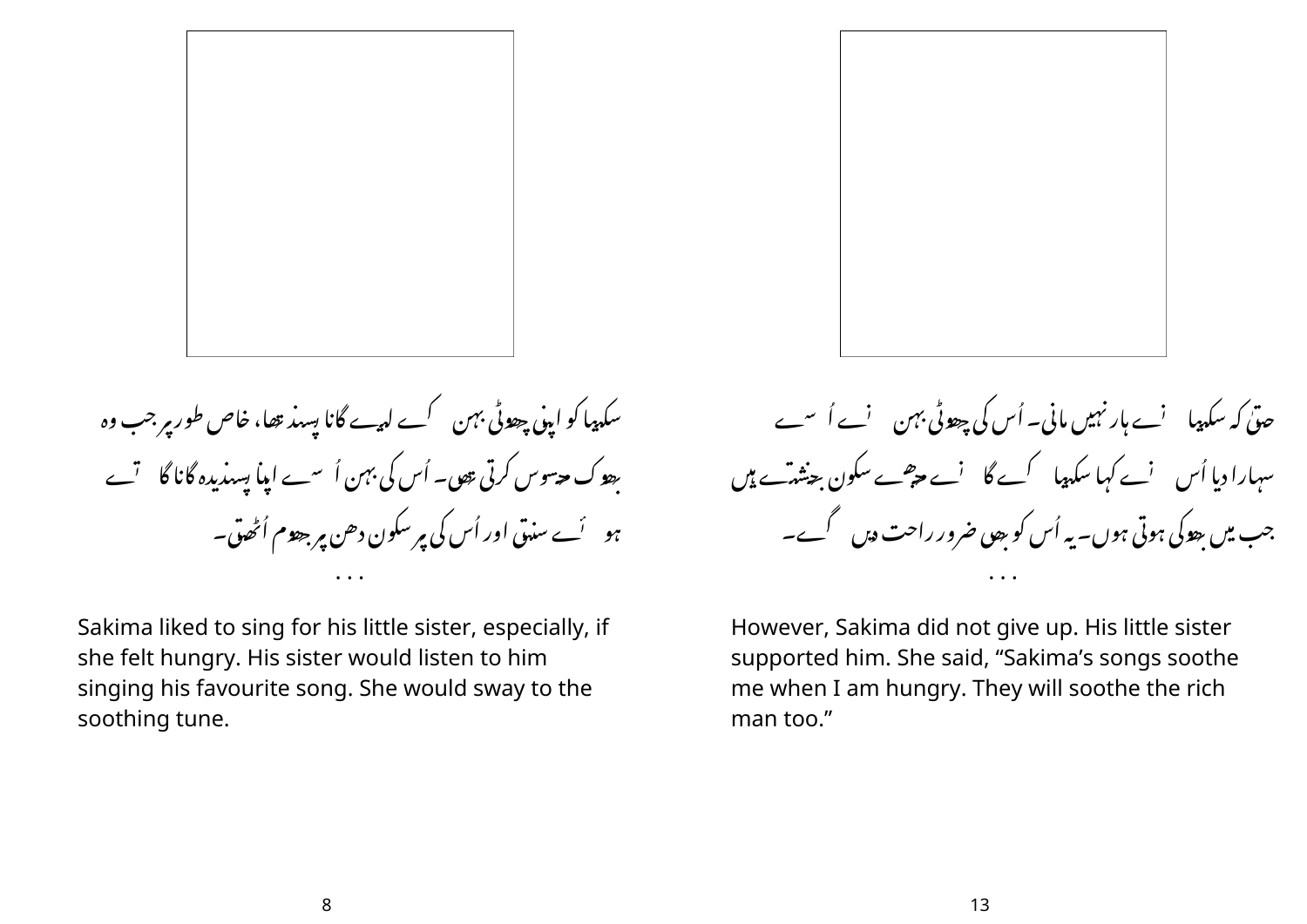سکیما کو اپنی چھوٹی بہن کے لیے گانا پسند تھا، خاص طور پر جب وہ بھوک محسوس کرتی تھی۔ اُس کی بہن اُس سے اپنا پسندیدہ گانا گاتے ہوئے سنتی اور اُس کی پرسکون دھن پر جھوم اُٹھتی۔

. . .

Sakima liked to sing for his little sister, especially, if she felt hungry. His sister would listen to him singing his favourite song. She would sway to the soothing tune.

حتیٰ کہ سکیما نے ہار نہیں مانی۔ اُس کی چھوٹی بہن نے اُسے سہارا دیا اُس نے کہا سکیما کے گانے مجھے سکون بخشتے ہیں جب میں بھوکی ہوتی ہوں۔ یہ اُس کو بھی ضرور راحت دیں گے۔

. . .

However, Sakima did not give up. His little sister supported him. She said, “Sakima’s songs soothe me when I am hungry. They will soothe the rich man too.”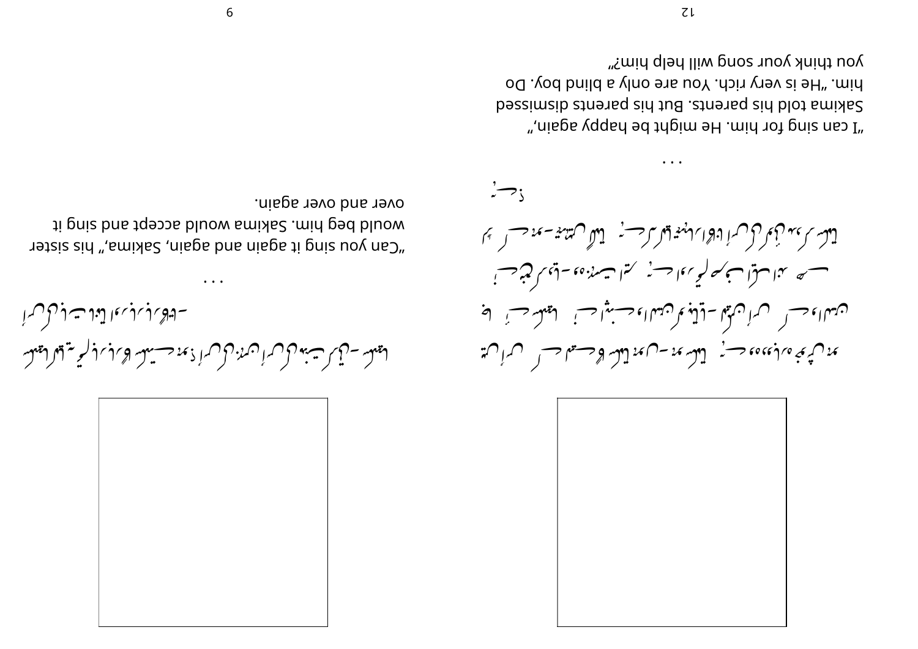"I can sing for him. He might be happy again," Sakima told his parents. But his parents dismissed him. "He is very rich. You are only a blind boy. Do you think your song will help him?"

"Can you sing it again and again, Sakima," his sister would beg him. Sakima would accept and sing it over and over again.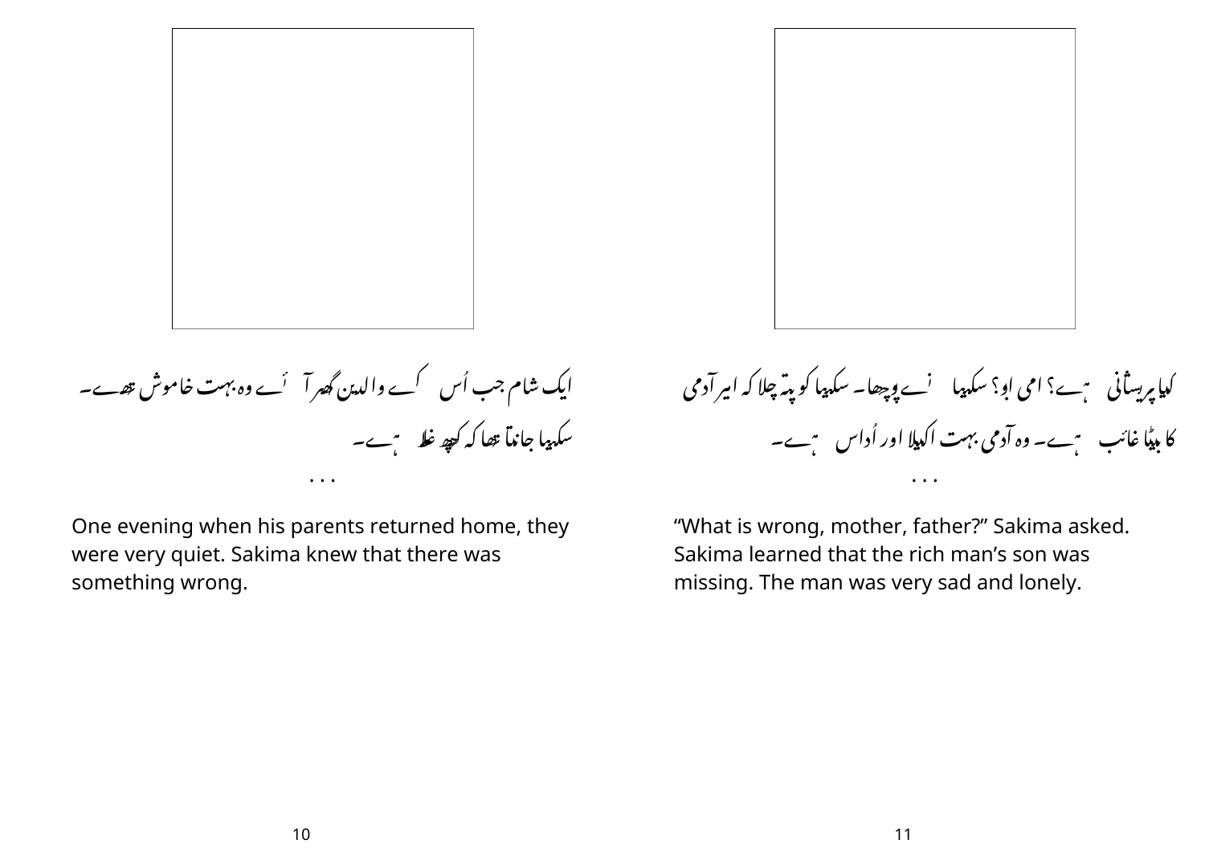ایک شام جب اُس کے والدین گھر آئے وہ بہت خاموش تھے۔ سکیما جانتا تھا کہ کچھ غلط ہے۔

. . .

One evening when his parents returned home, they were very quiet. Sakima knew that there was something wrong.

کیا پریشانی ہے؟ امی ابو؟ سکیما نے پوچھا۔ سکیما کو پتہ چلا کہ امیر آدمی کا بیٹا غائب ہے۔ وہ آدمی بہت اکیلا اور اُداس ہے۔

. . .

"What is wrong, mother, father?" Sakima asked. Sakima learned that the rich man's son was missing. The man was very sad and lonely.